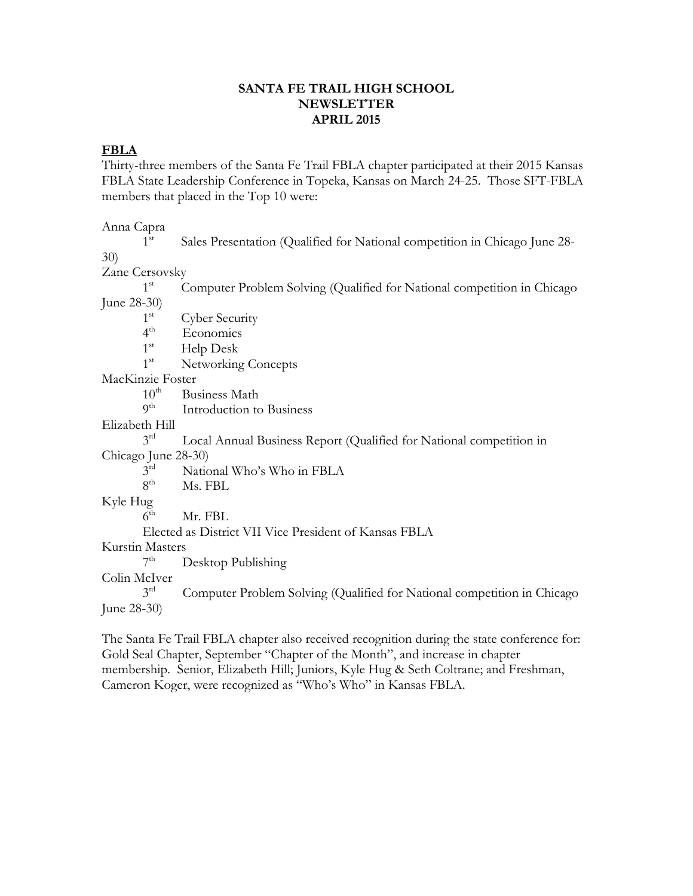# SANTA FE TRAIL HIGH SCHOOL
## NEWSLETTER
## APRIL 2015

### FBLA

Thirty-three members of the Santa Fe Trail FBLA chapter participated at their 2015 Kansas FBLA State Leadership Conference in Topeka, Kansas on March 24-25. Those SFT-FBLA members that placed in the Top 10 were:

Anna Capra
- 1st Sales Presentation (Qualified for National competition in Chicago June 28-30)

Zane Cersovsky
- 1st Computer Problem Solving (Qualified for National competition in Chicago June 28-30)
- 1st Cyber Security
- 4th Economics
- 1st Help Desk
- 1st Networking Concepts

MacKinzie Foster
- 10th Business Math
- 9th Introduction to Business

Elizabeth Hill
- 3rd Local Annual Business Report (Qualified for National competition in Chicago June 28-30)
- 3rd National Who's Who in FBLA
- 8th Ms. FBL

Kyle Hug
- 6th Mr. FBL
- Elected as District VII Vice President of Kansas FBLA

Kurstin Masters
- 7th Desktop Publishing

Colin McIver
- 3rd Computer Problem Solving (Qualified for National competition in Chicago June 28-30)

The Santa Fe Trail FBLA chapter also received recognition during the state conference for: Gold Seal Chapter, September "Chapter of the Month", and increase in chapter membership. Senior, Elizabeth Hill; Juniors, Kyle Hug & Seth Coltrane; and Freshman, Cameron Koger, were recognized as "Who's Who" in Kansas FBLA.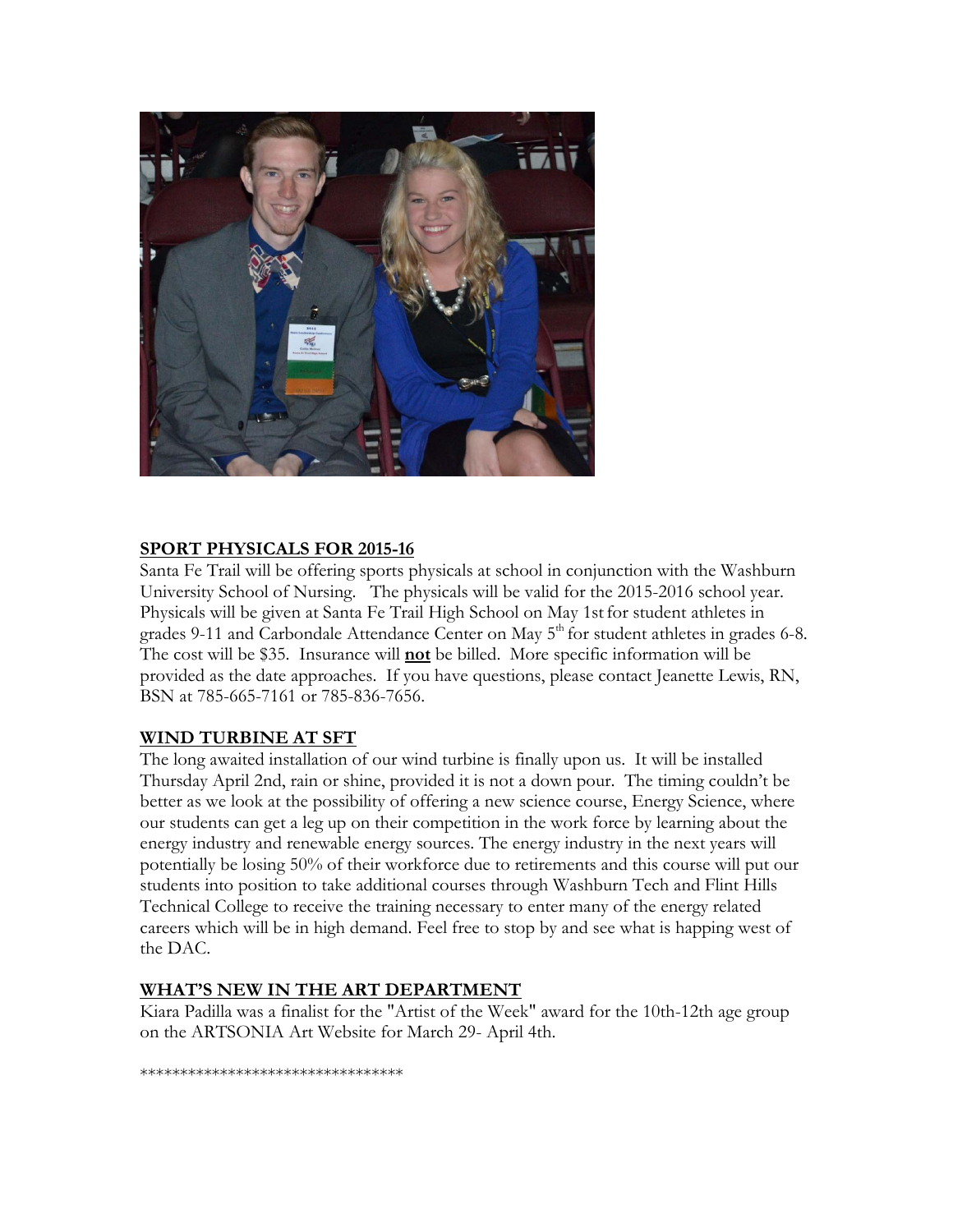## SPORT PHYSICALS FOR 2015-16

Santa Fe Trail will be offering sports physicals at school in conjunction with the Washburn University School of Nursing. The physicals will be valid for the 2015-2016 school year. Physicals will be given at Santa Fe Trail High School on May 1st for student athletes in grades 9-11 and Carbondale Attendance Center on May 5th for student athletes in grades 6-8. The cost will be $35. Insurance will **not** be billed. More specific information will be provided as the date approaches. If you have questions, please contact Jeanette Lewis, RN, BSN at 785-665-7161 or 785-836-7656.

## WIND TURBINE AT SFT

The long awaited installation of our wind turbine is finally upon us. It will be installed Thursday April 2nd, rain or shine, provided it is not a down pour. The timing couldn't be better as we look at the possibility of offering a new science course, Energy Science, where our students can get a leg up on their competition in the work force by learning about the energy industry and renewable energy sources. The energy industry in the next years will potentially be losing 50% of their workforce due to retirements and this course will put our students into position to take additional courses through Washburn Tech and Flint Hills Technical College to receive the training necessary to enter many of the energy related careers which will be in high demand. Feel free to stop by and see what is happing west of the DAC.

## WHAT'S NEW IN THE ART DEPARTMENT

Kiara Padilla was a finalist for the "Artist of the Week" award for the 10th-12th age group on the ARTSONIA Art Website for March 29- April 4th.

*********************************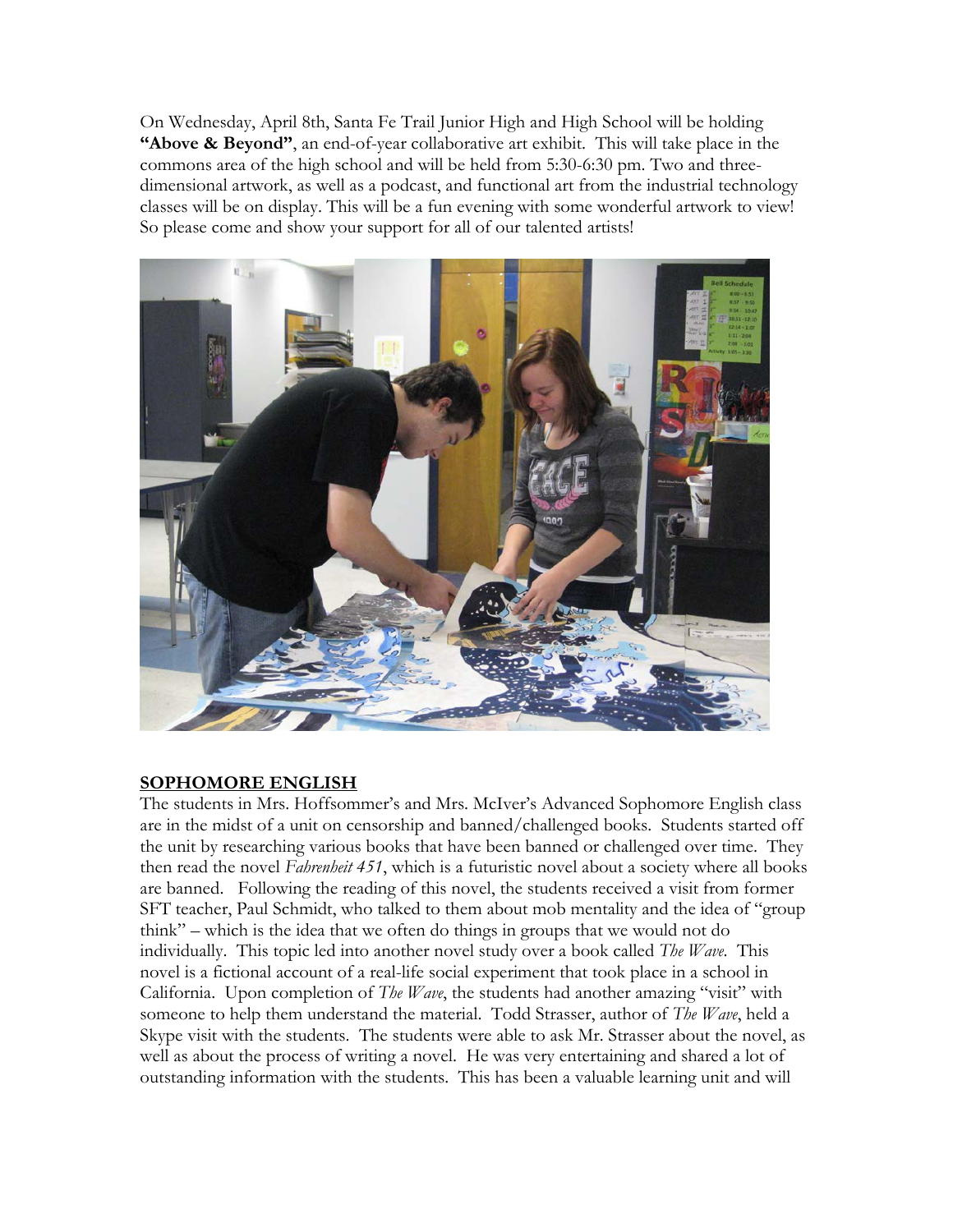On Wednesday, April 8th, Santa Fe Trail Junior High and High School will be holding **"Above & Beyond"**, an end-of-year collaborative art exhibit. This will take place in the commons area of the high school and will be held from 5:30-6:30 pm. Two and three-dimensional artwork, as well as a podcast, and functional art from the industrial technology classes will be on display. This will be a fun evening with some wonderful artwork to view! So please come and show your support for all of our talented artists!

## SOPHOMORE ENGLISH

The students in Mrs. Hoffsommer's and Mrs. McIver's Advanced Sophomore English class are in the midst of a unit on censorship and banned/challenged books. Students started off the unit by researching various books that have been banned or challenged over time. They then read the novel *Fahrenheit 451*, which is a futuristic novel about a society where all books are banned. Following the reading of this novel, the students received a visit from former SFT teacher, Paul Schmidt, who talked to them about mob mentality and the idea of "group think" – which is the idea that we often do things in groups that we would not do individually. This topic led into another novel study over a book called *The Wave*. This novel is a fictional account of a real-life social experiment that took place in a school in California. Upon completion of *The Wave*, the students had another amazing "visit" with someone to help them understand the material. Todd Strasser, author of *The Wave*, held a Skype visit with the students. The students were able to ask Mr. Strasser about the novel, as well as about the process of writing a novel. He was very entertaining and shared a lot of outstanding information with the students. This has been a valuable learning unit and will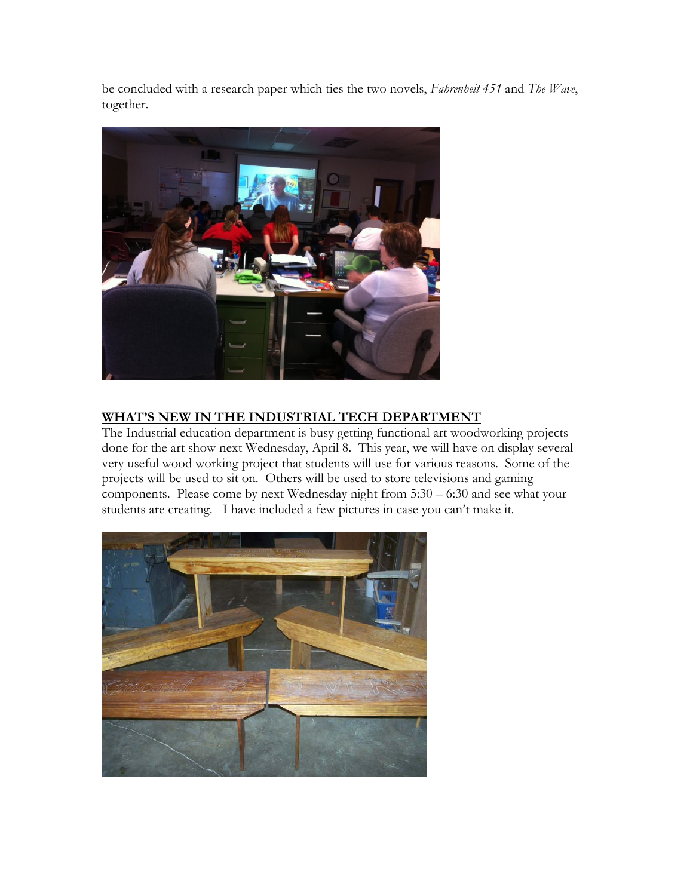be concluded with a research paper which ties the two novels, *Fahrenheit 451* and *The Wave*, together.

## WHAT'S NEW IN THE INDUSTRIAL TECH DEPARTMENT

The Industrial education department is busy getting functional art woodworking projects done for the art show next Wednesday, April 8. This year, we will have on display several very useful wood working project that students will use for various reasons. Some of the projects will be used to sit on. Others will be used to store televisions and gaming components. Please come by next Wednesday night from 5:30 – 6:30 and see what your students are creating. I have included a few pictures in case you can't make it.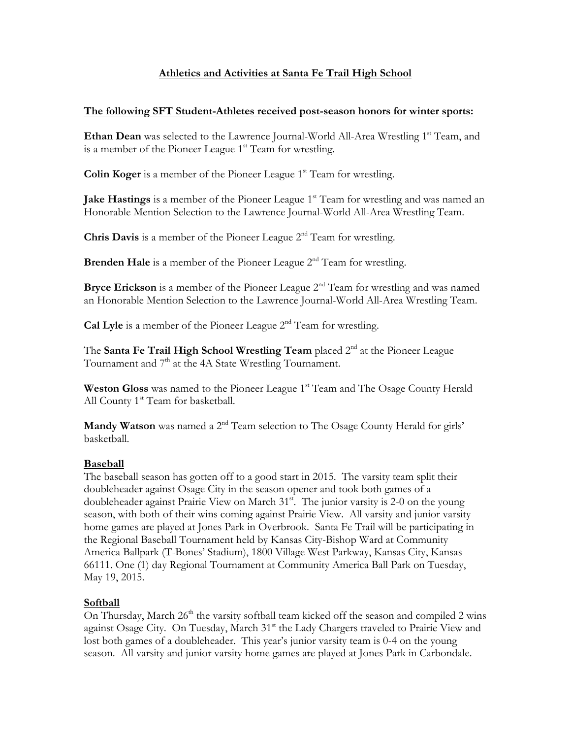# Athletics and Activities at Santa Fe Trail High School

**The following SFT Student-Athletes received post-season honors for winter sports:**

**Ethan Dean** was selected to the Lawrence Journal-World All-Area Wrestling 1st Team, and is a member of the Pioneer League 1st Team for wrestling.

**Colin Koger** is a member of the Pioneer League 1st Team for wrestling.

**Jake Hastings** is a member of the Pioneer League 1st Team for wrestling and was named an Honorable Mention Selection to the Lawrence Journal-World All-Area Wrestling Team.

**Chris Davis** is a member of the Pioneer League 2nd Team for wrestling.

**Brenden Hale** is a member of the Pioneer League 2nd Team for wrestling.

**Bryce Erickson** is a member of the Pioneer League 2nd Team for wrestling and was named an Honorable Mention Selection to the Lawrence Journal-World All-Area Wrestling Team.

**Cal Lyle** is a member of the Pioneer League 2nd Team for wrestling.

The **Santa Fe Trail High School Wrestling Team** placed 2nd at the Pioneer League Tournament and 7th at the 4A State Wrestling Tournament.

**Weston Gloss** was named to the Pioneer League 1st Team and The Osage County Herald All County 1st Team for basketball.

**Mandy Watson** was named a 2nd Team selection to The Osage County Herald for girls' basketball.

## Baseball

The baseball season has gotten off to a good start in 2015. The varsity team split their doubleheader against Osage City in the season opener and took both games of a doubleheader against Prairie View on March 31st. The junior varsity is 2-0 on the young season, with both of their wins coming against Prairie View. All varsity and junior varsity home games are played at Jones Park in Overbrook. Santa Fe Trail will be participating in the Regional Baseball Tournament held by Kansas City-Bishop Ward at Community America Ballpark (T-Bones' Stadium), 1800 Village West Parkway, Kansas City, Kansas 66111. One (1) day Regional Tournament at Community America Ball Park on Tuesday, May 19, 2015.

## Softball

On Thursday, March 26th the varsity softball team kicked off the season and compiled 2 wins against Osage City. On Tuesday, March 31st the Lady Chargers traveled to Prairie View and lost both games of a doubleheader. This year's junior varsity team is 0-4 on the young season. All varsity and junior varsity home games are played at Jones Park in Carbondale.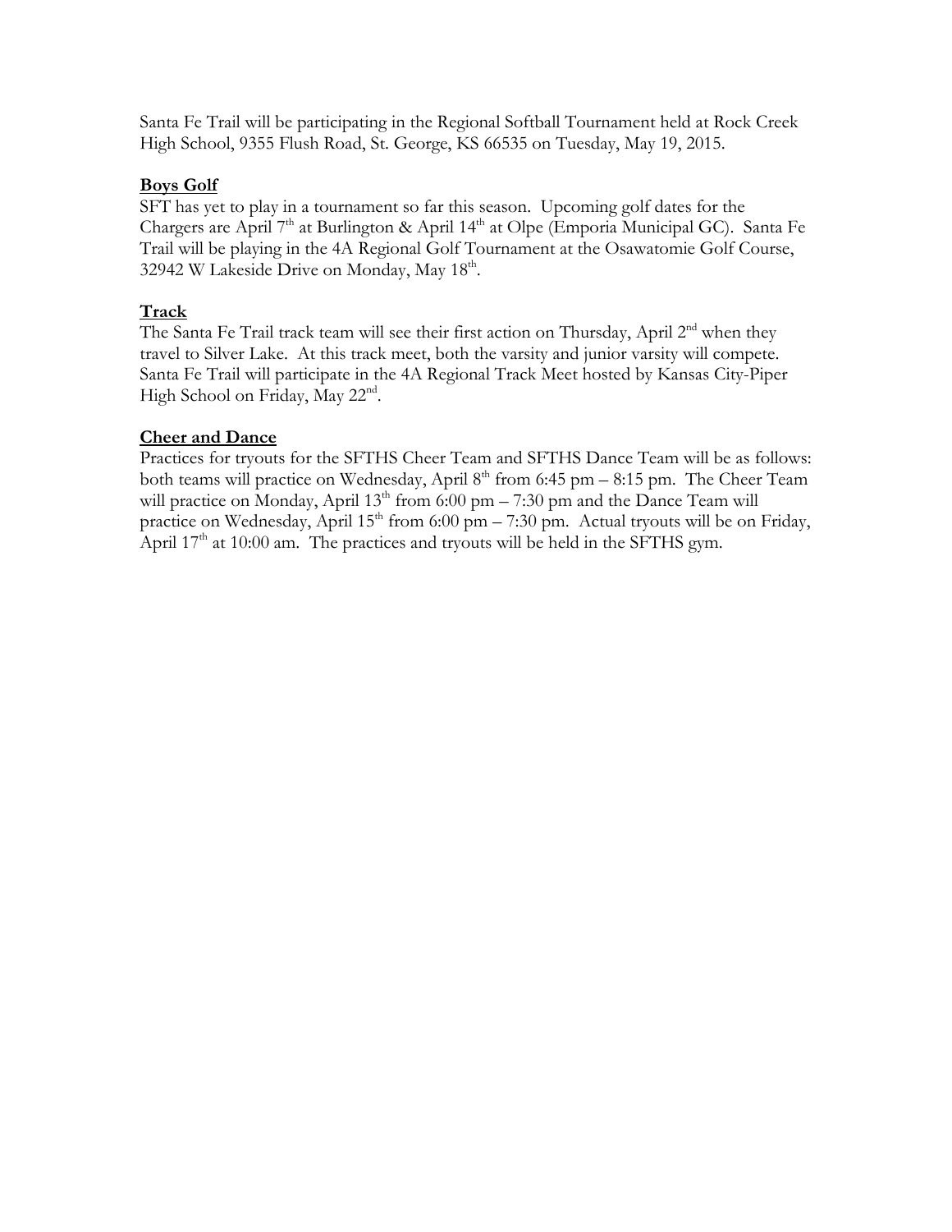Santa Fe Trail will be participating in the Regional Softball Tournament held at Rock Creek High School, 9355 Flush Road, St. George, KS 66535 on Tuesday, May 19, 2015.

**Boys Golf**

SFT has yet to play in a tournament so far this season. Upcoming golf dates for the Chargers are April 7th at Burlington & April 14th at Olpe (Emporia Municipal GC). Santa Fe Trail will be playing in the 4A Regional Golf Tournament at the Osawatomie Golf Course, 32942 W Lakeside Drive on Monday, May 18th.

**Track**

The Santa Fe Trail track team will see their first action on Thursday, April 2nd when they travel to Silver Lake. At this track meet, both the varsity and junior varsity will compete. Santa Fe Trail will participate in the 4A Regional Track Meet hosted by Kansas City-Piper High School on Friday, May 22nd.

**Cheer and Dance**

Practices for tryouts for the SFTHS Cheer Team and SFTHS Dance Team will be as follows: both teams will practice on Wednesday, April 8th from 6:45 pm – 8:15 pm. The Cheer Team will practice on Monday, April 13th from 6:00 pm – 7:30 pm and the Dance Team will practice on Wednesday, April 15th from 6:00 pm – 7:30 pm. Actual tryouts will be on Friday, April 17th at 10:00 am. The practices and tryouts will be held in the SFTHS gym.